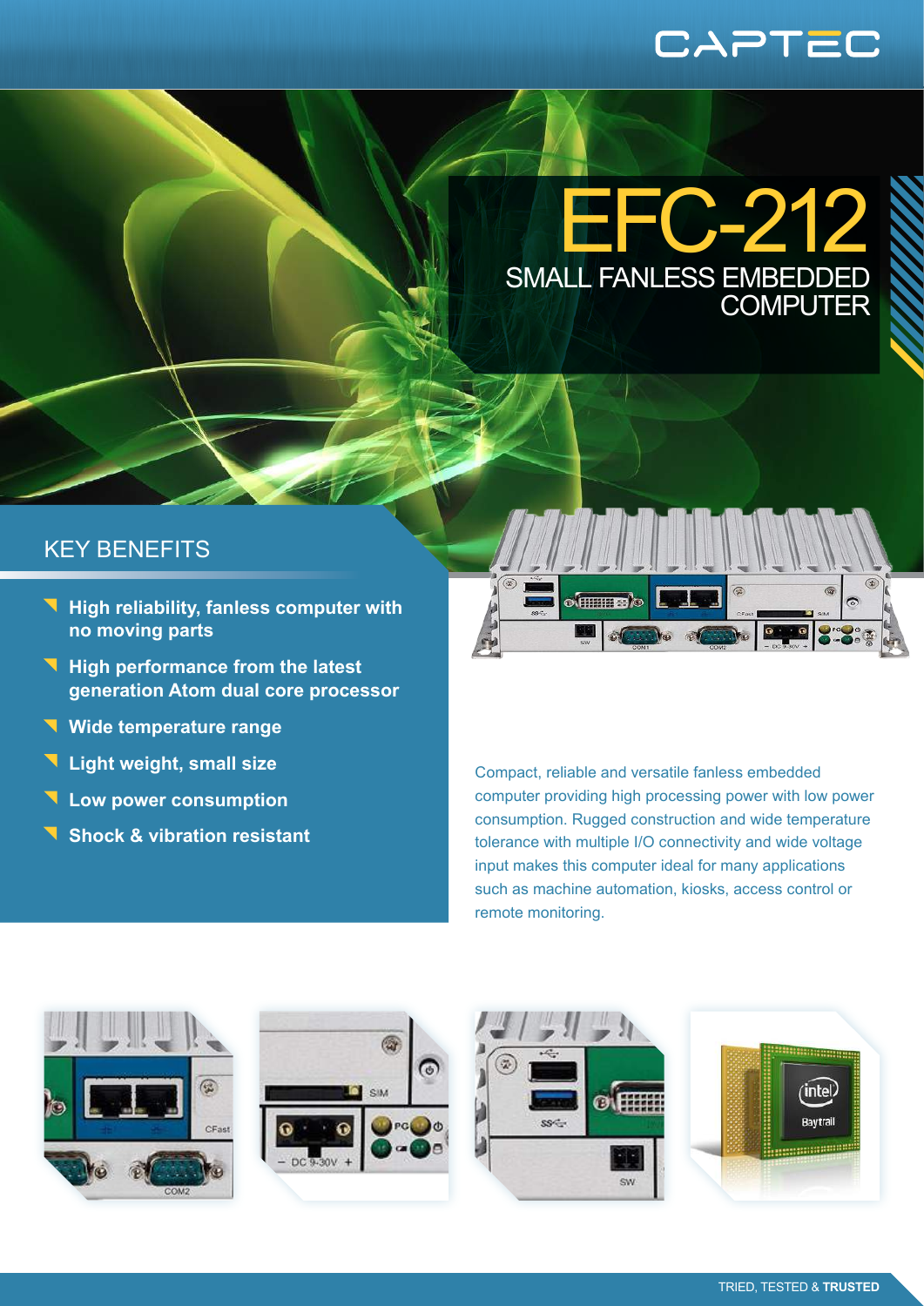CAPTEC

# EFC-212

## SMALL FANLESS EMBEDDED COMPUTER

## KEY BENEFITS

- **High reliability, fanless computer with no moving parts**
- **High performance from the latest generation Atom dual core processor**
- **Wide temperature range**
- **Light weight, small size**
- **Low power consumption**
- **Shock & vibration resistant**

Compact, reliable and versatile fanless embedded computer providing high processing power with low power consumption. Rugged construction and wide temperature tolerance with multiple I/O connectivity and wide voltage input makes this computer ideal for many applications such as machine automation, kiosks, access control or remote monitoring.

TRIED, TESTED & **TRUSTED**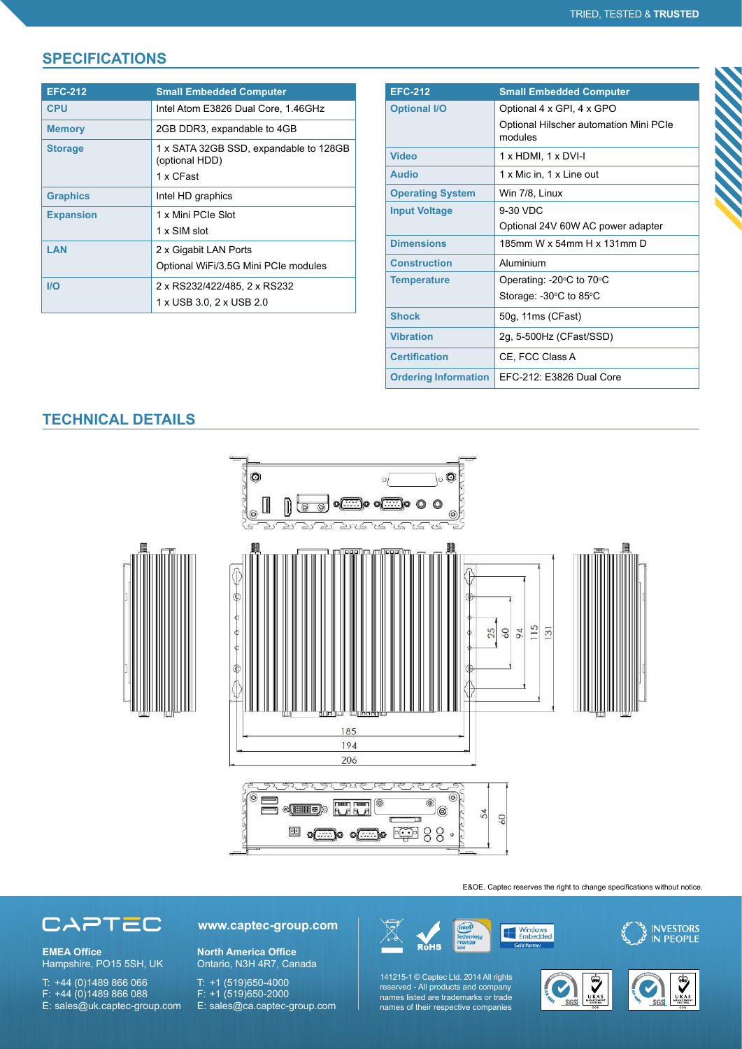## SPECIFICATIONS

| EFC-212 | Small Embedded Computer |
|---|---|
| CPU | Intel Atom E3826 Dual Core, 1.46GHz |
| Memory | 2GB DDR3, expandable to 4GB |
| Storage | 1 x SATA 32GB SSD, expandable to 128GB (optional HDD)<br>1 x CFast |
| Graphics | Intel HD graphics |
| Expansion | 1 x Mini PCIe Slot<br>1 x SIM slot |
| LAN | 2 x Gigabit LAN Ports<br>Optional WiFi/3.5G Mini PCIe modules |
| I/O | 2 x RS232/422/485, 2 x RS232<br>1 x USB 3.0, 2 x USB 2.0 |

| EFC-212 | Small Embedded Computer |
|---|---|
| Optional I/O | Optional 4 x GPI, 4 x GPO<br>Optional Hilscher automation Mini PCIe modules |
| Video | 1 x HDMI, 1 x DVI-I |
| Audio | 1 x Mic in, 1 x Line out |
| Operating System | Win 7/8, Linux |
| Input Voltage | 9-30 VDC<br>Optional 24V 60W AC power adapter |
| Dimensions | 185mm W x 54mm H x 131mm D |
| Construction | Aluminium |
| Temperature | Operating: -20°C to 70°C<br>Storage: -30°C to 85°C |
| Shock | 50g, 11ms (CFast) |
| Vibration | 2g, 5-500Hz (CFast/SSD) |
| Certification | CE, FCC Class A |
| Ordering Information | EFC-212: E3826 Dual Core |

## TECHNICAL DETAILS

25
60
94
115
131
185
194
206
54
60

E&OE. Captec reserves the right to change specifications without notice.

CAPTEC

www.captec-group.com

**EMEA Office**
Hampshire, PO15 5SH, UK

T: +44 (0)1489 866 066
F: +44 (0)1489 866 088
E: sales@uk.captec-group.com

**North America Office**
Ontario, N3H 4R7, Canada

T: +1 (519)650-4000
F: +1 (519)650-2000
E: sales@ca.captec-group.com

141215-1 © Captec Ltd. 2014 All rights reserved - All products and company names listed are trademarks or trade names of their respective companies

INVESTORS IN PEOPLE